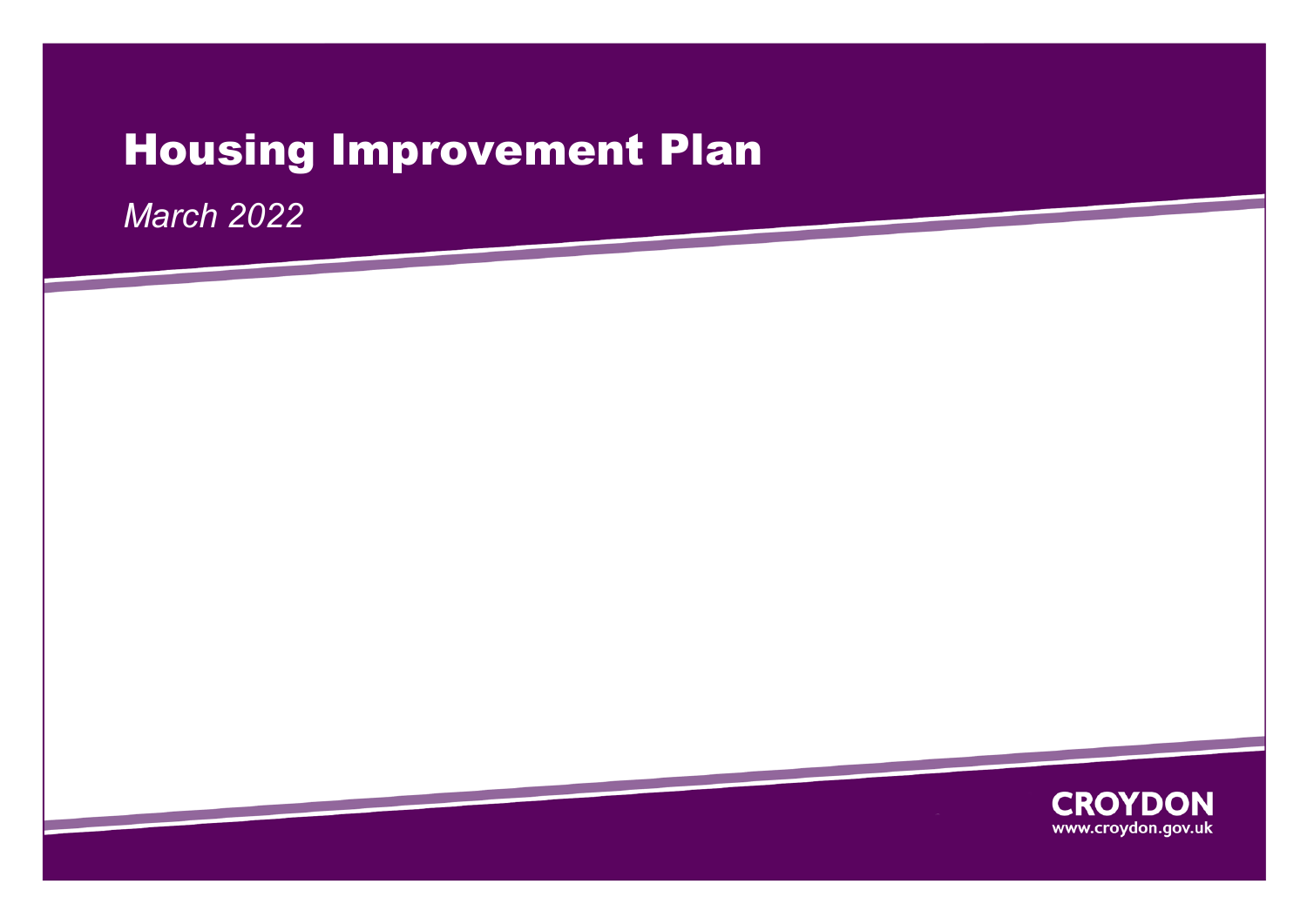# Housing Improvement Plan

*March 2022*

CROYDON
www.croydon.gov.uk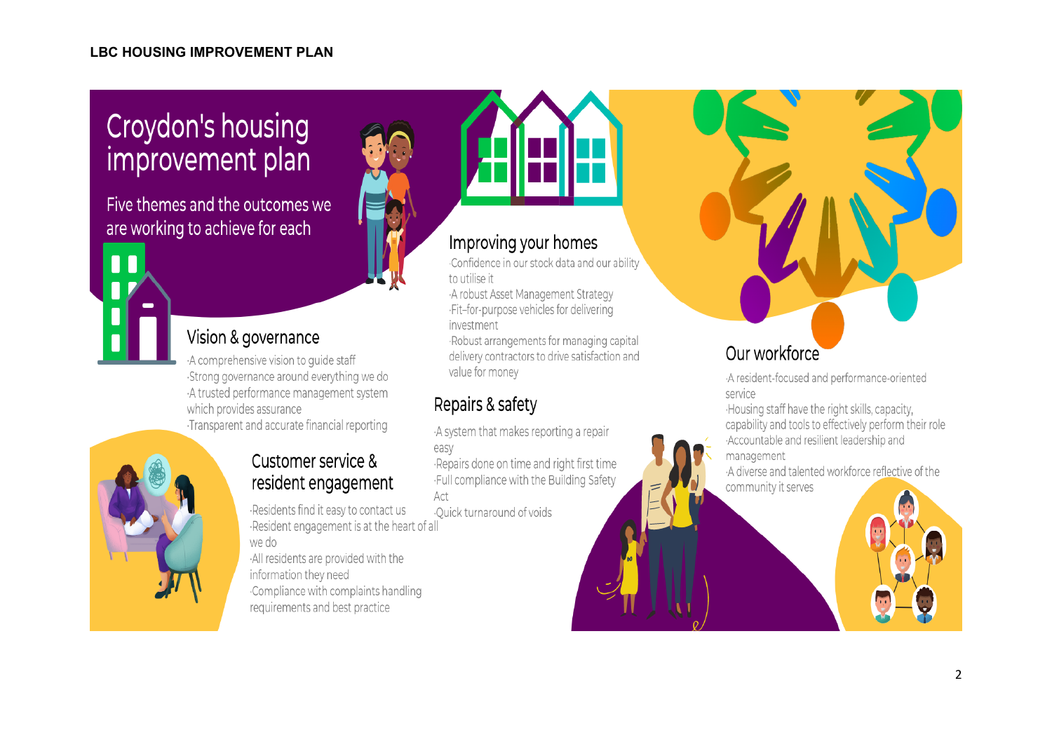**LBC HOUSING IMPROVEMENT PLAN**

# Croydon's housing improvement plan

Five themes and the outcomes we are working to achieve for each

## Vision & governance

- A comprehensive vision to guide staff
- Strong governance around everything we do
- A trusted performance management system which provides assurance
- Transparent and accurate financial reporting

## Customer service & resident engagement

- Residents find it easy to contact us
- Resident engagement is at the heart of all we do
- All residents are provided with the information they need
- Compliance with complaints handling requirements and best practice

## Improving your homes

- Confidence in our stock data and our ability to utilise it
- A robust Asset Management Strategy
- Fit-for-purpose vehicles for delivering investment
- Robust arrangements for managing capital delivery contractors to drive satisfaction and value for money

## Repairs & safety

- A system that makes reporting a repair easy
- Repairs done on time and right first time
- Full compliance with the Building Safety Act
- Quick turnaround of voids

## Our workforce

- A resident-focused and performance-oriented service
- Housing staff have the right skills, capacity, capability and tools to effectively perform their role
- Accountable and resilient leadership and management
- A diverse and talented workforce reflective of the community it serves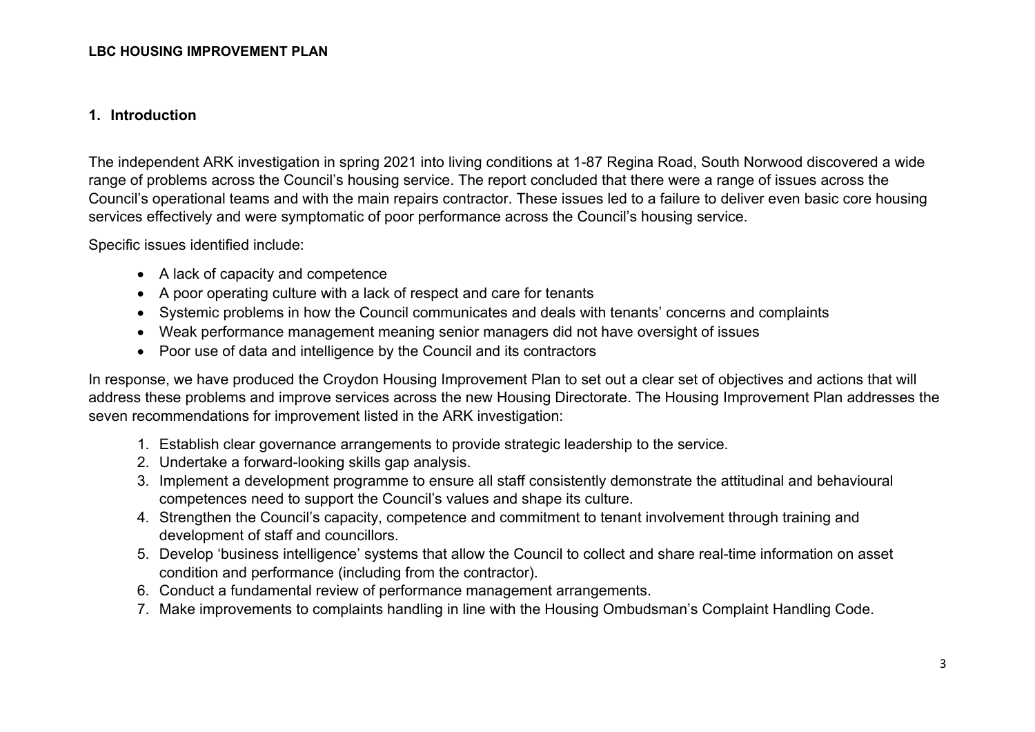## 1. Introduction

The independent ARK investigation in spring 2021 into living conditions at 1-87 Regina Road, South Norwood discovered a wide range of problems across the Council's housing service. The report concluded that there were a range of issues across the Council's operational teams and with the main repairs contractor. These issues led to a failure to deliver even basic core housing services effectively and were symptomatic of poor performance across the Council's housing service.

Specific issues identified include:

- A lack of capacity and competence
- A poor operating culture with a lack of respect and care for tenants
- Systemic problems in how the Council communicates and deals with tenants' concerns and complaints
- Weak performance management meaning senior managers did not have oversight of issues
- Poor use of data and intelligence by the Council and its contractors

In response, we have produced the Croydon Housing Improvement Plan to set out a clear set of objectives and actions that will address these problems and improve services across the new Housing Directorate. The Housing Improvement Plan addresses the seven recommendations for improvement listed in the ARK investigation:

1. Establish clear governance arrangements to provide strategic leadership to the service.
2. Undertake a forward-looking skills gap analysis.
3. Implement a development programme to ensure all staff consistently demonstrate the attitudinal and behavioural competences need to support the Council's values and shape its culture.
4. Strengthen the Council's capacity, competence and commitment to tenant involvement through training and development of staff and councillors.
5. Develop 'business intelligence' systems that allow the Council to collect and share real-time information on asset condition and performance (including from the contractor).
6. Conduct a fundamental review of performance management arrangements.
7. Make improvements to complaints handling in line with the Housing Ombudsman's Complaint Handling Code.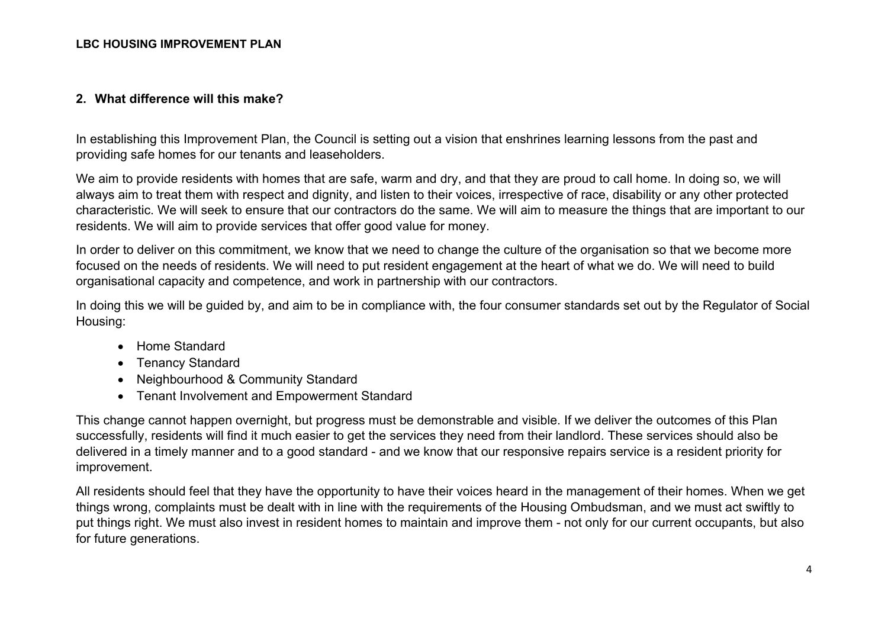## 2. What difference will this make?

In establishing this Improvement Plan, the Council is setting out a vision that enshrines learning lessons from the past and providing safe homes for our tenants and leaseholders.

We aim to provide residents with homes that are safe, warm and dry, and that they are proud to call home. In doing so, we will always aim to treat them with respect and dignity, and listen to their voices, irrespective of race, disability or any other protected characteristic. We will seek to ensure that our contractors do the same. We will aim to measure the things that are important to our residents. We will aim to provide services that offer good value for money.

In order to deliver on this commitment, we know that we need to change the culture of the organisation so that we become more focused on the needs of residents. We will need to put resident engagement at the heart of what we do. We will need to build organisational capacity and competence, and work in partnership with our contractors.

In doing this we will be guided by, and aim to be in compliance with, the four consumer standards set out by the Regulator of Social Housing:

- Home Standard
- Tenancy Standard
- Neighbourhood & Community Standard
- Tenant Involvement and Empowerment Standard

This change cannot happen overnight, but progress must be demonstrable and visible. If we deliver the outcomes of this Plan successfully, residents will find it much easier to get the services they need from their landlord. These services should also be delivered in a timely manner and to a good standard - and we know that our responsive repairs service is a resident priority for improvement.

All residents should feel that they have the opportunity to have their voices heard in the management of their homes. When we get things wrong, complaints must be dealt with in line with the requirements of the Housing Ombudsman, and we must act swiftly to put things right. We must also invest in resident homes to maintain and improve them - not only for our current occupants, but also for future generations.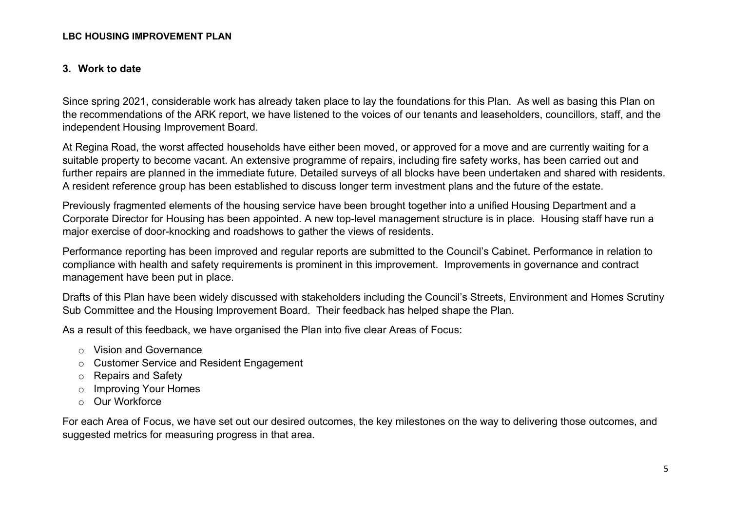## 3. Work to date

Since spring 2021, considerable work has already taken place to lay the foundations for this Plan. As well as basing this Plan on the recommendations of the ARK report, we have listened to the voices of our tenants and leaseholders, councillors, staff, and the independent Housing Improvement Board.

At Regina Road, the worst affected households have either been moved, or approved for a move and are currently waiting for a suitable property to become vacant. An extensive programme of repairs, including fire safety works, has been carried out and further repairs are planned in the immediate future. Detailed surveys of all blocks have been undertaken and shared with residents. A resident reference group has been established to discuss longer term investment plans and the future of the estate.

Previously fragmented elements of the housing service have been brought together into a unified Housing Department and a Corporate Director for Housing has been appointed. A new top-level management structure is in place. Housing staff have run a major exercise of door-knocking and roadshows to gather the views of residents.

Performance reporting has been improved and regular reports are submitted to the Council's Cabinet. Performance in relation to compliance with health and safety requirements is prominent in this improvement. Improvements in governance and contract management have been put in place.

Drafts of this Plan have been widely discussed with stakeholders including the Council's Streets, Environment and Homes Scrutiny Sub Committee and the Housing Improvement Board. Their feedback has helped shape the Plan.

As a result of this feedback, we have organised the Plan into five clear Areas of Focus:

- Vision and Governance
- Customer Service and Resident Engagement
- Repairs and Safety
- Improving Your Homes
- Our Workforce

For each Area of Focus, we have set out our desired outcomes, the key milestones on the way to delivering those outcomes, and suggested metrics for measuring progress in that area.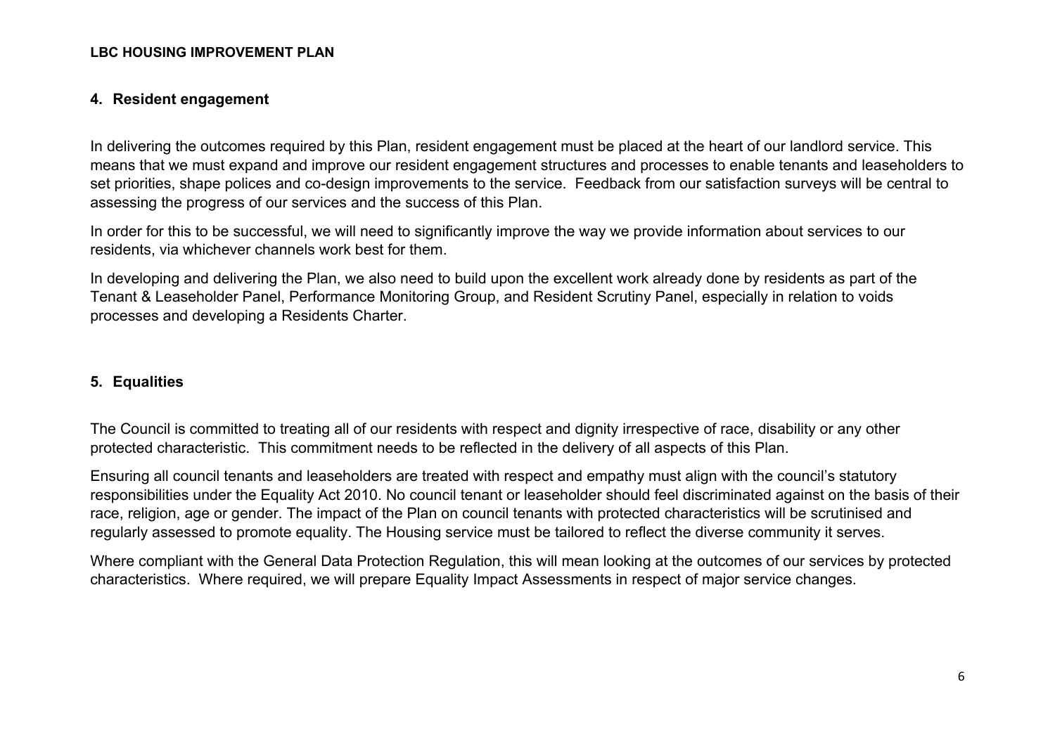## 4. Resident engagement

In delivering the outcomes required by this Plan, resident engagement must be placed at the heart of our landlord service. This means that we must expand and improve our resident engagement structures and processes to enable tenants and leaseholders to set priorities, shape polices and co-design improvements to the service. Feedback from our satisfaction surveys will be central to assessing the progress of our services and the success of this Plan.

In order for this to be successful, we will need to significantly improve the way we provide information about services to our residents, via whichever channels work best for them.

In developing and delivering the Plan, we also need to build upon the excellent work already done by residents as part of the Tenant & Leaseholder Panel, Performance Monitoring Group, and Resident Scrutiny Panel, especially in relation to voids processes and developing a Residents Charter.

## 5. Equalities

The Council is committed to treating all of our residents with respect and dignity irrespective of race, disability or any other protected characteristic. This commitment needs to be reflected in the delivery of all aspects of this Plan.

Ensuring all council tenants and leaseholders are treated with respect and empathy must align with the council's statutory responsibilities under the Equality Act 2010. No council tenant or leaseholder should feel discriminated against on the basis of their race, religion, age or gender. The impact of the Plan on council tenants with protected characteristics will be scrutinised and regularly assessed to promote equality. The Housing service must be tailored to reflect the diverse community it serves.

Where compliant with the General Data Protection Regulation, this will mean looking at the outcomes of our services by protected characteristics. Where required, we will prepare Equality Impact Assessments in respect of major service changes.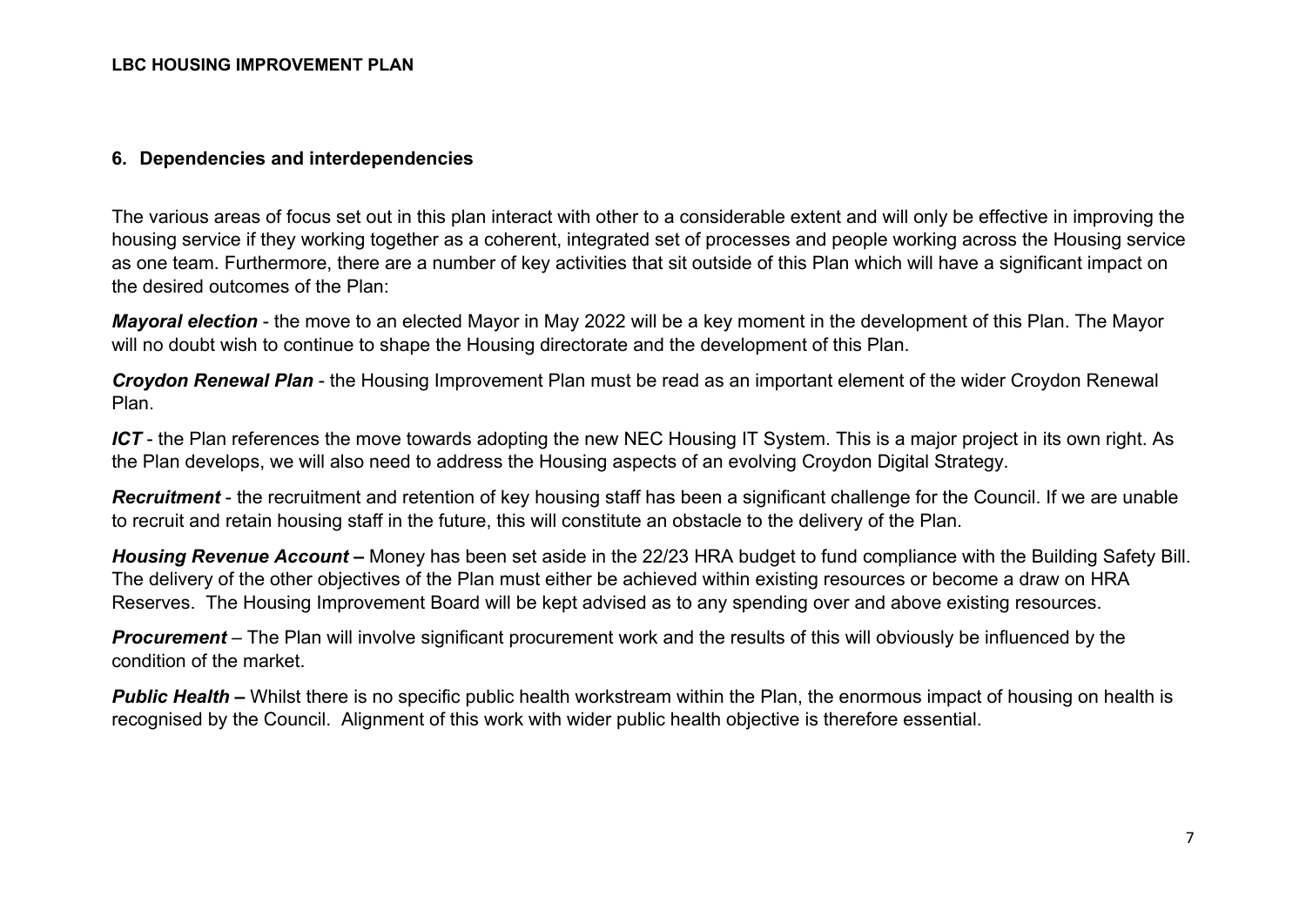## 6. Dependencies and interdependencies

The various areas of focus set out in this plan interact with other to a considerable extent and will only be effective in improving the housing service if they working together as a coherent, integrated set of processes and people working across the Housing service as one team. Furthermore, there are a number of key activities that sit outside of this Plan which will have a significant impact on the desired outcomes of the Plan:

***Mayoral election*** - the move to an elected Mayor in May 2022 will be a key moment in the development of this Plan. The Mayor will no doubt wish to continue to shape the Housing directorate and the development of this Plan.

***Croydon Renewal Plan*** - the Housing Improvement Plan must be read as an important element of the wider Croydon Renewal Plan.

***ICT*** - the Plan references the move towards adopting the new NEC Housing IT System. This is a major project in its own right. As the Plan develops, we will also need to address the Housing aspects of an evolving Croydon Digital Strategy.

***Recruitment*** - the recruitment and retention of key housing staff has been a significant challenge for the Council. If we are unable to recruit and retain housing staff in the future, this will constitute an obstacle to the delivery of the Plan.

***Housing Revenue Account* –** Money has been set aside in the 22/23 HRA budget to fund compliance with the Building Safety Bill. The delivery of the other objectives of the Plan must either be achieved within existing resources or become a draw on HRA Reserves. The Housing Improvement Board will be kept advised as to any spending over and above existing resources.

***Procurement*** – The Plan will involve significant procurement work and the results of this will obviously be influenced by the condition of the market.

***Public Health* –** Whilst there is no specific public health workstream within the Plan, the enormous impact of housing on health is recognised by the Council. Alignment of this work with wider public health objective is therefore essential.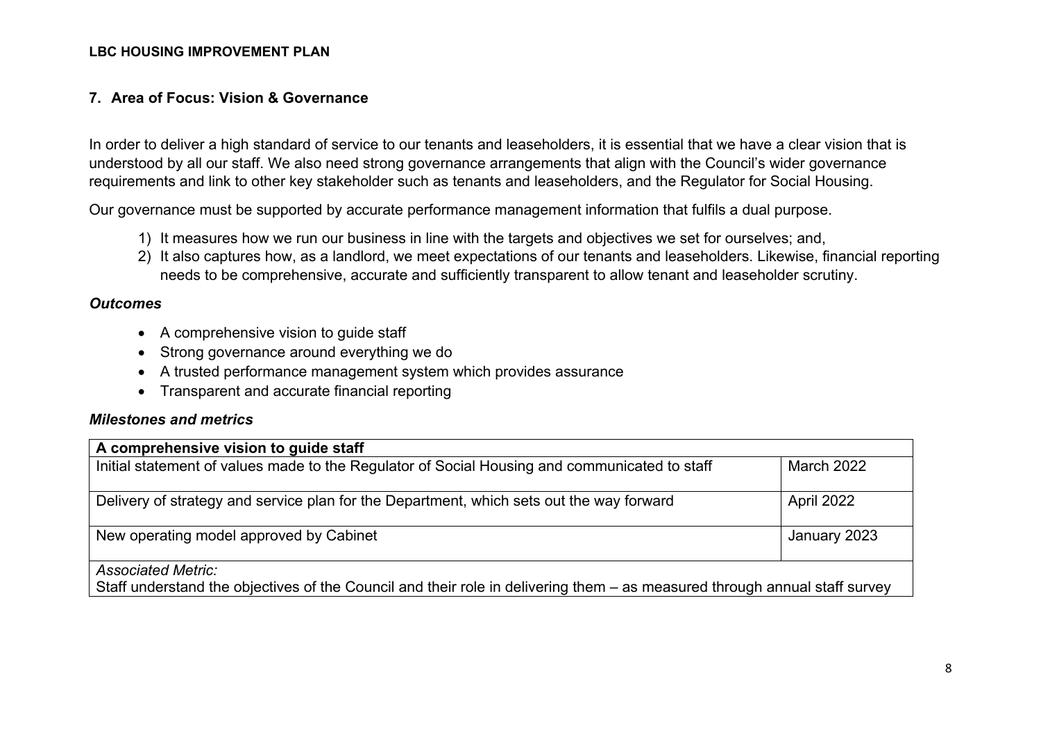## 7. Area of Focus: Vision & Governance

In order to deliver a high standard of service to our tenants and leaseholders, it is essential that we have a clear vision that is understood by all our staff. We also need strong governance arrangements that align with the Council's wider governance requirements and link to other key stakeholder such as tenants and leaseholders, and the Regulator for Social Housing.

Our governance must be supported by accurate performance management information that fulfils a dual purpose.

1) It measures how we run our business in line with the targets and objectives we set for ourselves; and,
2) It also captures how, as a landlord, we meet expectations of our tenants and leaseholders. Likewise, financial reporting needs to be comprehensive, accurate and sufficiently transparent to allow tenant and leaseholder scrutiny.

### *Outcomes*

- A comprehensive vision to guide staff
- Strong governance around everything we do
- A trusted performance management system which provides assurance
- Transparent and accurate financial reporting

### *Milestones and metrics*

| **A comprehensive vision to guide staff** | |
|---|---|
| Initial statement of values made to the Regulator of Social Housing and communicated to staff | March 2022 |
| Delivery of strategy and service plan for the Department, which sets out the way forward | April 2022 |
| New operating model approved by Cabinet | January 2023 |
| *Associated Metric:* Staff understand the objectives of the Council and their role in delivering them – as measured through annual staff survey | |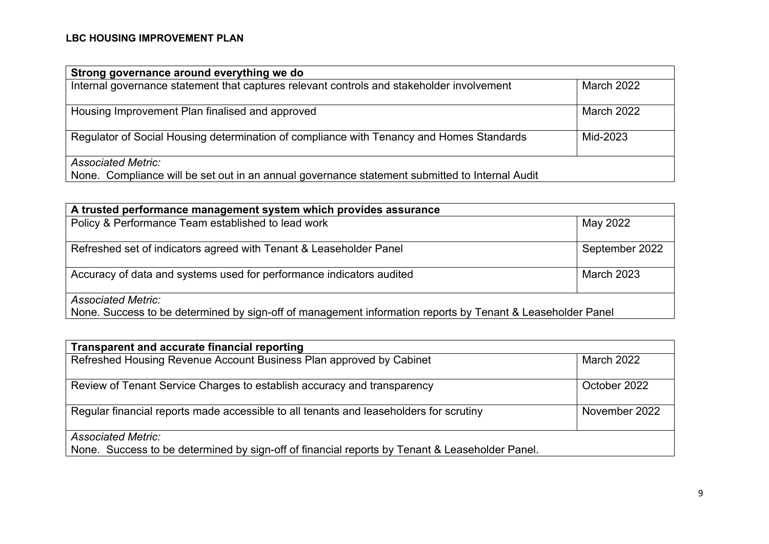**LBC HOUSING IMPROVEMENT PLAN**

| **Strong governance around everything we do** | |
|---|---|
| Internal governance statement that captures relevant controls and stakeholder involvement | March 2022 |
| Housing Improvement Plan finalised and approved | March 2022 |
| Regulator of Social Housing determination of compliance with Tenancy and Homes Standards | Mid-2023 |
| *Associated Metric:* None. Compliance will be set out in an annual governance statement submitted to Internal Audit | |

| **A trusted performance management system which provides assurance** | |
|---|---|
| Policy & Performance Team established to lead work | May 2022 |
| Refreshed set of indicators agreed with Tenant & Leaseholder Panel | September 2022 |
| Accuracy of data and systems used for performance indicators audited | March 2023 |
| *Associated Metric:* None. Success to be determined by sign-off of management information reports by Tenant & Leaseholder Panel | |

| **Transparent and accurate financial reporting** | |
|---|---|
| Refreshed Housing Revenue Account Business Plan approved by Cabinet | March 2022 |
| Review of Tenant Service Charges to establish accuracy and transparency | October 2022 |
| Regular financial reports made accessible to all tenants and leaseholders for scrutiny | November 2022 |
| *Associated Metric:* None. Success to be determined by sign-off of financial reports by Tenant & Leaseholder Panel. | |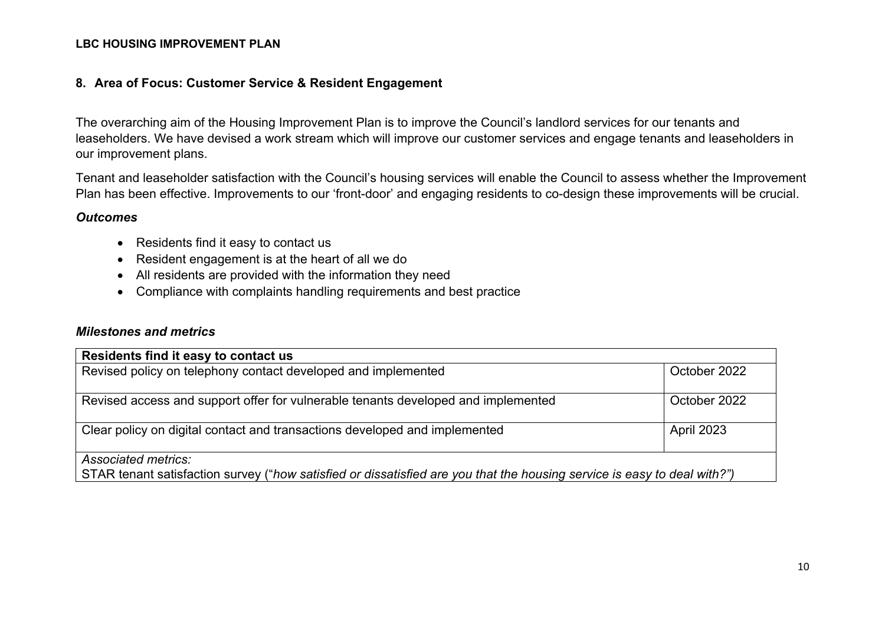## 8. Area of Focus: Customer Service & Resident Engagement

The overarching aim of the Housing Improvement Plan is to improve the Council's landlord services for our tenants and leaseholders. We have devised a work stream which will improve our customer services and engage tenants and leaseholders in our improvement plans.

Tenant and leaseholder satisfaction with the Council's housing services will enable the Council to assess whether the Improvement Plan has been effective. Improvements to our 'front-door' and engaging residents to co-design these improvements will be crucial.

### *Outcomes*

- Residents find it easy to contact us
- Resident engagement is at the heart of all we do
- All residents are provided with the information they need
- Compliance with complaints handling requirements and best practice

### *Milestones and metrics*

| **Residents find it easy to contact us** | |
|---|---|
| Revised policy on telephony contact developed and implemented | October 2022 |
| Revised access and support offer for vulnerable tenants developed and implemented | October 2022 |
| Clear policy on digital contact and transactions developed and implemented | April 2023 |
| *Associated metrics:* STAR tenant satisfaction survey ("*how satisfied or dissatisfied are you that the housing service is easy to deal with?")* | |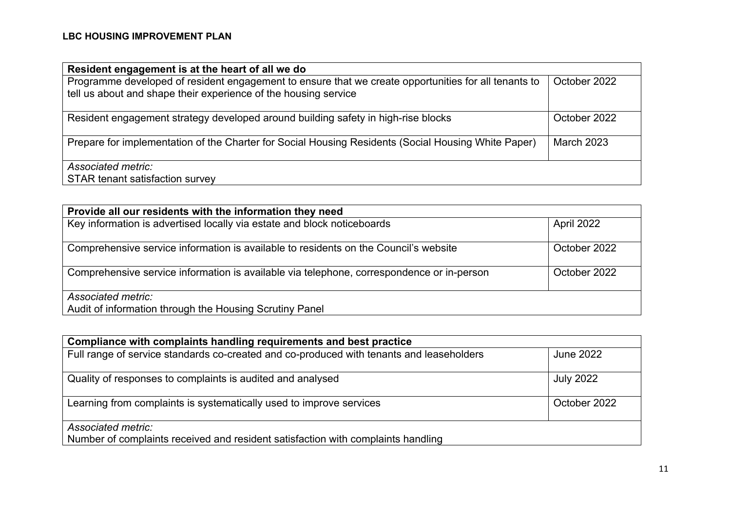**LBC HOUSING IMPROVEMENT PLAN**

| Resident engagement is at the heart of all we do | |
|---|---|
| Programme developed of resident engagement to ensure that we create opportunities for all tenants to tell us about and shape their experience of the housing service | October 2022 |
| Resident engagement strategy developed around building safety in high-rise blocks | October 2022 |
| Prepare for implementation of the Charter for Social Housing Residents (Social Housing White Paper) | March 2023 |
| *Associated metric:* STAR tenant satisfaction survey | |

| Provide all our residents with the information they need | |
|---|---|
| Key information is advertised locally via estate and block noticeboards | April 2022 |
| Comprehensive service information is available to residents on the Council's website | October 2022 |
| Comprehensive service information is available via telephone, correspondence or in-person | October 2022 |
| *Associated metric:* Audit of information through the Housing Scrutiny Panel | |

| Compliance with complaints handling requirements and best practice | |
|---|---|
| Full range of service standards co-created and co-produced with tenants and leaseholders | June 2022 |
| Quality of responses to complaints is audited and analysed | July 2022 |
| Learning from complaints is systematically used to improve services | October 2022 |
| *Associated metric:* Number of complaints received and resident satisfaction with complaints handling | |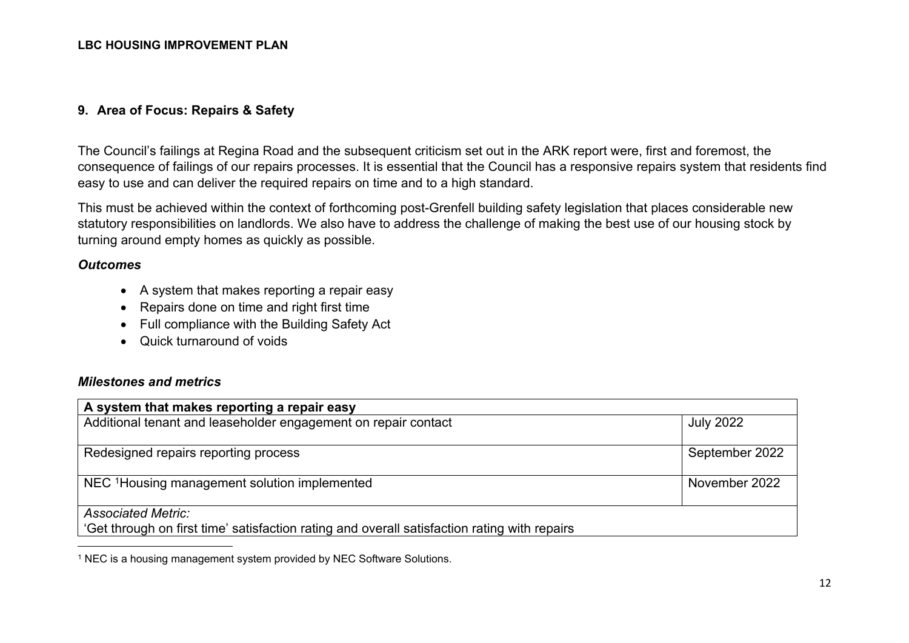## 9. Area of Focus: Repairs & Safety

The Council's failings at Regina Road and the subsequent criticism set out in the ARK report were, first and foremost, the consequence of failings of our repairs processes. It is essential that the Council has a responsive repairs system that residents find easy to use and can deliver the required repairs on time and to a high standard.

This must be achieved within the context of forthcoming post-Grenfell building safety legislation that places considerable new statutory responsibilities on landlords. We also have to address the challenge of making the best use of our housing stock by turning around empty homes as quickly as possible.

### *Outcomes*

- A system that makes reporting a repair easy
- Repairs done on time and right first time
- Full compliance with the Building Safety Act
- Quick turnaround of voids

### *Milestones and metrics*

| A system that makes reporting a repair easy | |
|---|---|
| Additional tenant and leaseholder engagement on repair contact | July 2022 |
| Redesigned repairs reporting process | September 2022 |
| NEC [1]Housing management solution implemented | November 2022 |
| *Associated Metric:* 'Get through on first time' satisfaction rating and overall satisfaction rating with repairs | |

[1] NEC is a housing management system provided by NEC Software Solutions.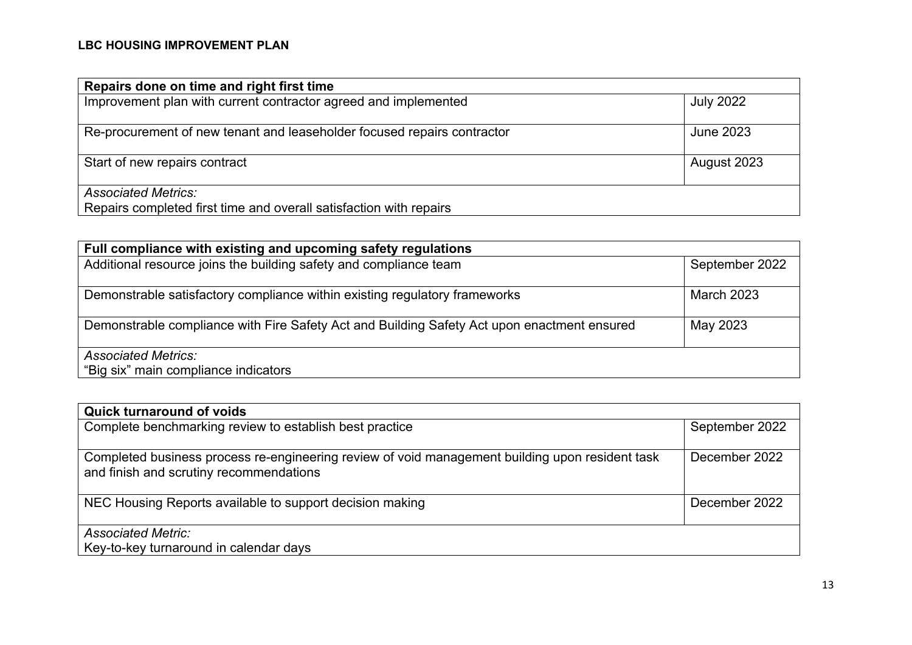**LBC HOUSING IMPROVEMENT PLAN**

| Repairs done on time and right first time | |
|---|---|
| Improvement plan with current contractor agreed and implemented | July 2022 |
| Re-procurement of new tenant and leaseholder focused repairs contractor | June 2023 |
| Start of new repairs contract | August 2023 |
| *Associated Metrics:*<br>Repairs completed first time and overall satisfaction with repairs | |

| Full compliance with existing and upcoming safety regulations | |
|---|---|
| Additional resource joins the building safety and compliance team | September 2022 |
| Demonstrable satisfactory compliance within existing regulatory frameworks | March 2023 |
| Demonstrable compliance with Fire Safety Act and Building Safety Act upon enactment ensured | May 2023 |
| *Associated Metrics:*<br>"Big six" main compliance indicators | |

| Quick turnaround of voids | |
|---|---|
| Complete benchmarking review to establish best practice | September 2022 |
| Completed business process re-engineering review of void management building upon resident task and finish and scrutiny recommendations | December 2022 |
| NEC Housing Reports available to support decision making | December 2022 |
| *Associated Metric:*<br>Key-to-key turnaround in calendar days | |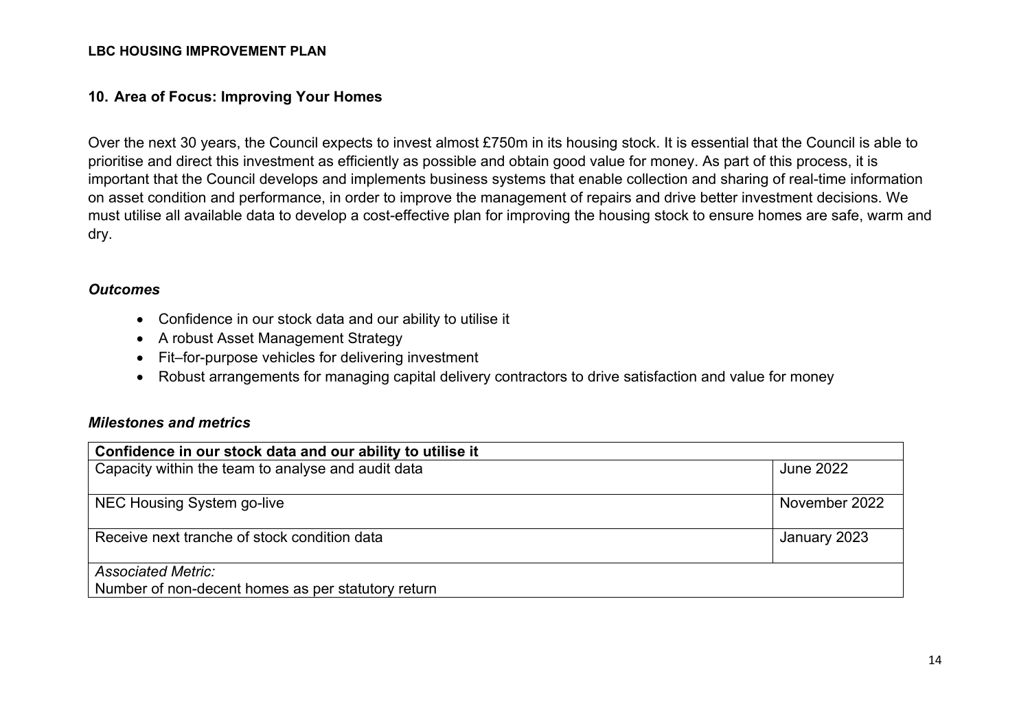## 10. Area of Focus: Improving Your Homes

Over the next 30 years, the Council expects to invest almost £750m in its housing stock. It is essential that the Council is able to prioritise and direct this investment as efficiently as possible and obtain good value for money. As part of this process, it is important that the Council develops and implements business systems that enable collection and sharing of real-time information on asset condition and performance, in order to improve the management of repairs and drive better investment decisions. We must utilise all available data to develop a cost-effective plan for improving the housing stock to ensure homes are safe, warm and dry.

### *Outcomes*

- Confidence in our stock data and our ability to utilise it
- A robust Asset Management Strategy
- Fit–for-purpose vehicles for delivering investment
- Robust arrangements for managing capital delivery contractors to drive satisfaction and value for money

### *Milestones and metrics*

| **Confidence in our stock data and our ability to utilise it** | |
| --- | --- |
| Capacity within the team to analyse and audit data | June 2022 |
| NEC Housing System go-live | November 2022 |
| Receive next tranche of stock condition data | January 2023 |
| *Associated Metric:*<br>Number of non-decent homes as per statutory return | |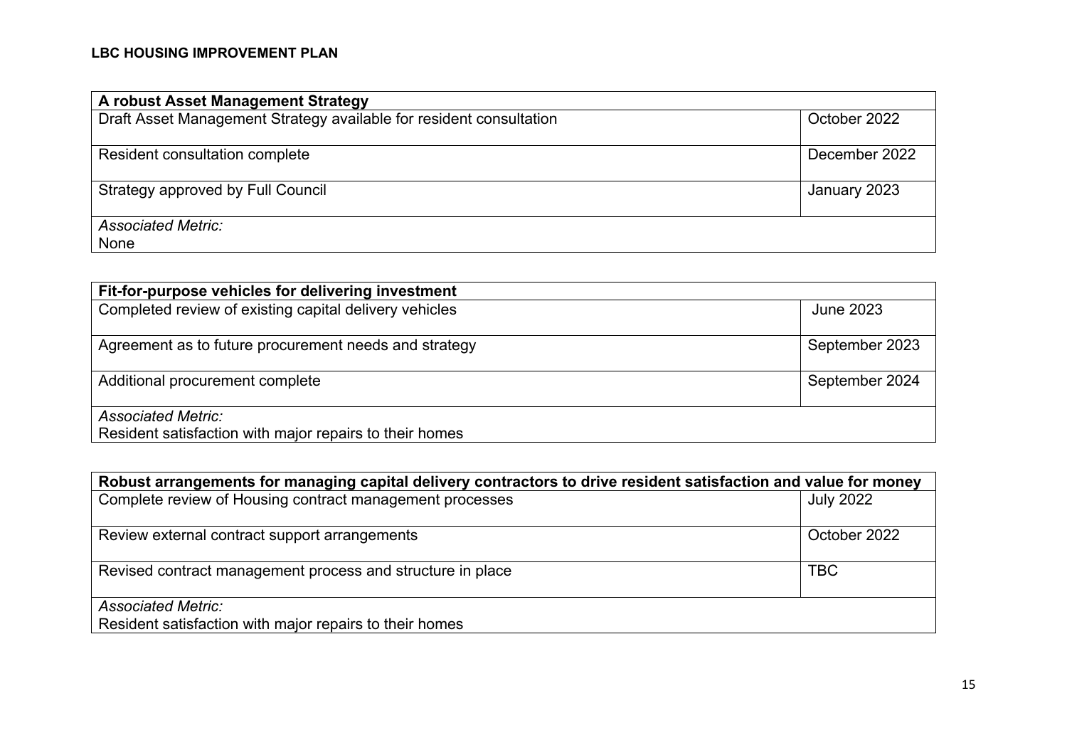**LBC HOUSING IMPROVEMENT PLAN**

| A robust Asset Management Strategy | |
|---|---|
| Draft Asset Management Strategy available for resident consultation | October 2022 |
| Resident consultation complete | December 2022 |
| Strategy approved by Full Council | January 2023 |
| *Associated Metric:* None | |

| Fit-for-purpose vehicles for delivering investment | |
|---|---|
| Completed review of existing capital delivery vehicles | June 2023 |
| Agreement as to future procurement needs and strategy | September 2023 |
| Additional procurement complete | September 2024 |
| *Associated Metric:* Resident satisfaction with major repairs to their homes | |

| Robust arrangements for managing capital delivery contractors to drive resident satisfaction and value for money | |
|---|---|
| Complete review of Housing contract management processes | July 2022 |
| Review external contract support arrangements | October 2022 |
| Revised contract management process and structure in place | TBC |
| *Associated Metric:* Resident satisfaction with major repairs to their homes | |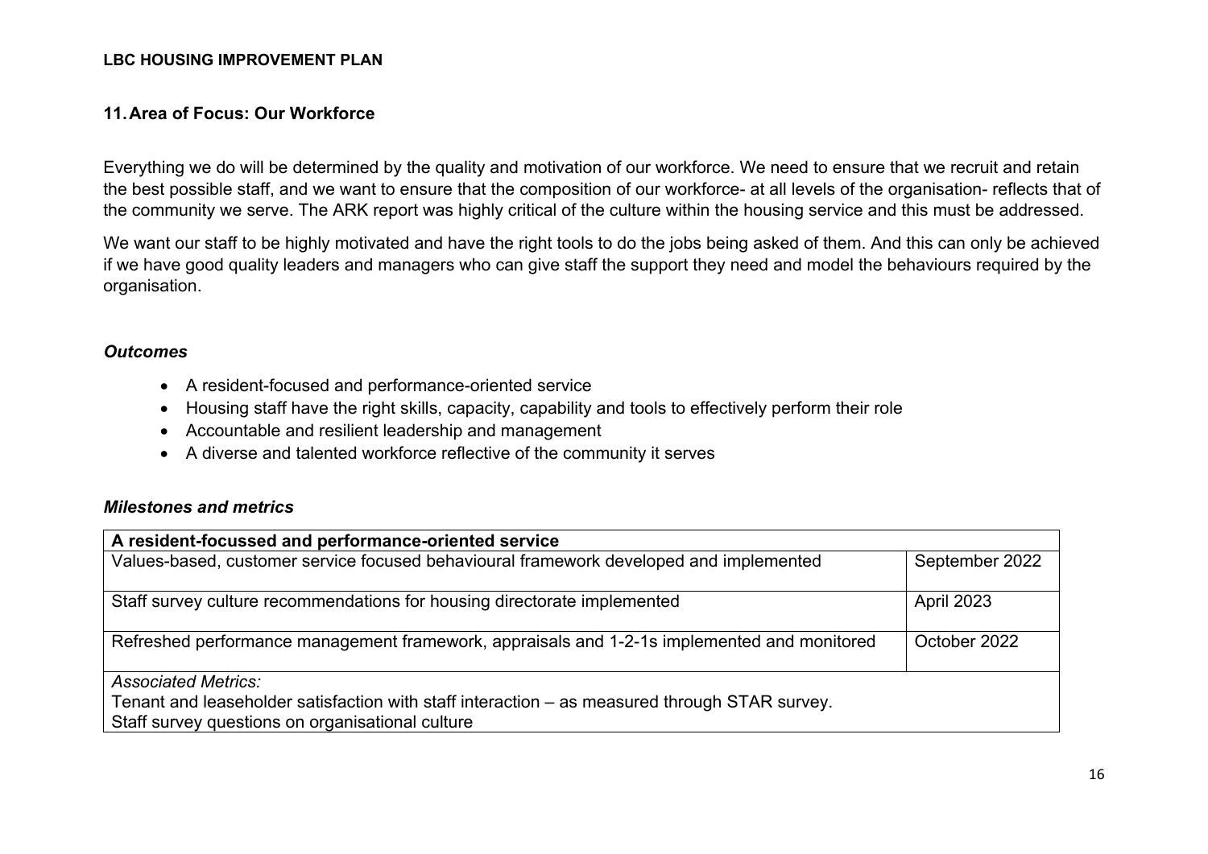## 11. Area of Focus: Our Workforce

Everything we do will be determined by the quality and motivation of our workforce. We need to ensure that we recruit and retain the best possible staff, and we want to ensure that the composition of our workforce- at all levels of the organisation- reflects that of the community we serve. The ARK report was highly critical of the culture within the housing service and this must be addressed.

We want our staff to be highly motivated and have the right tools to do the jobs being asked of them. And this can only be achieved if we have good quality leaders and managers who can give staff the support they need and model the behaviours required by the organisation.

### *Outcomes*

- A resident-focused and performance-oriented service
- Housing staff have the right skills, capacity, capability and tools to effectively perform their role
- Accountable and resilient leadership and management
- A diverse and talented workforce reflective of the community it serves

### *Milestones and metrics*

| **A resident-focussed and performance-oriented service** | |
|---|---|
| Values-based, customer service focused behavioural framework developed and implemented | September 2022 |
| Staff survey culture recommendations for housing directorate implemented | April 2023 |
| Refreshed performance management framework, appraisals and 1-2-1s implemented and monitored | October 2022 |
| *Associated Metrics:*<br>Tenant and leaseholder satisfaction with staff interaction – as measured through STAR survey.<br>Staff survey questions on organisational culture | |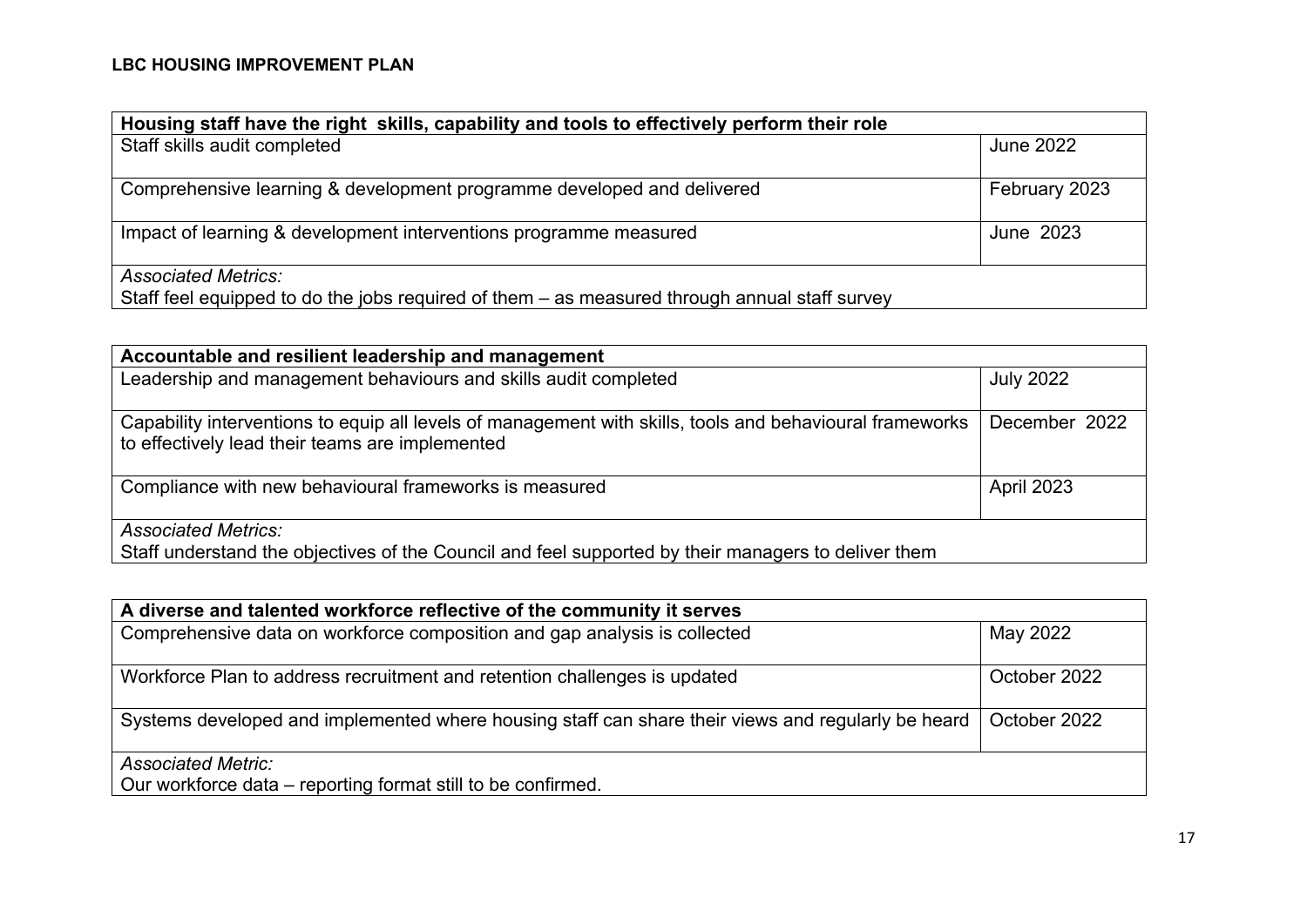**LBC HOUSING IMPROVEMENT PLAN**

| Housing staff have the right skills, capability and tools to effectively perform their role | |
|---|---|
| Staff skills audit completed | June 2022 |
| Comprehensive learning & development programme developed and delivered | February 2023 |
| Impact of learning & development interventions programme measured | June 2023 |
| *Associated Metrics:* Staff feel equipped to do the jobs required of them – as measured through annual staff survey | |

| Accountable and resilient leadership and management | |
|---|---|
| Leadership and management behaviours and skills audit completed | July 2022 |
| Capability interventions to equip all levels of management with skills, tools and behavioural frameworks to effectively lead their teams are implemented | December 2022 |
| Compliance with new behavioural frameworks is measured | April 2023 |
| *Associated Metrics:* Staff understand the objectives of the Council and feel supported by their managers to deliver them | |

| A diverse and talented workforce reflective of the community it serves | |
|---|---|
| Comprehensive data on workforce composition and gap analysis is collected | May 2022 |
| Workforce Plan to address recruitment and retention challenges is updated | October 2022 |
| Systems developed and implemented where housing staff can share their views and regularly be heard | October 2022 |
| *Associated Metric:* Our workforce data – reporting format still to be confirmed. | |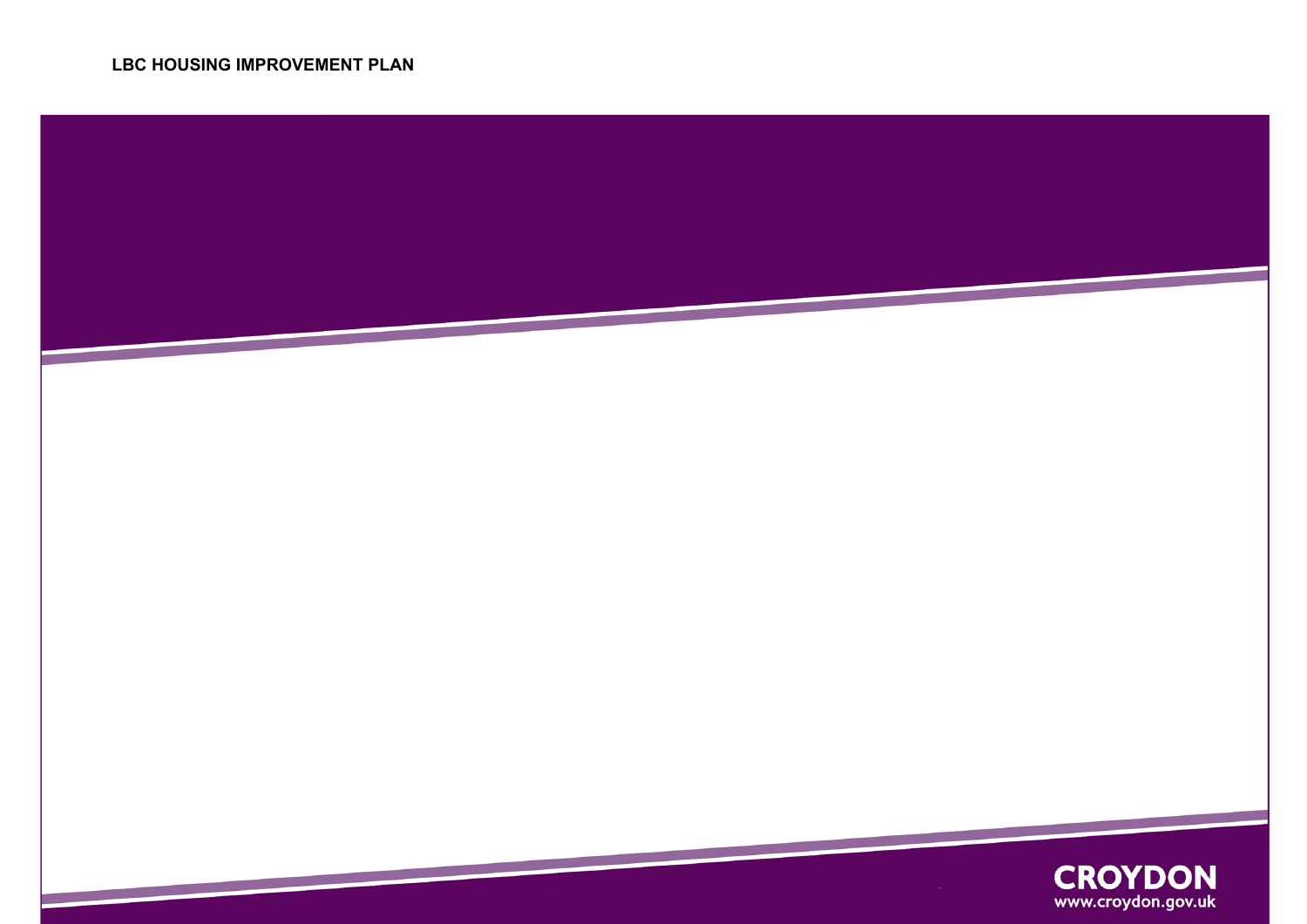CROYDON

www.croydon.gov.uk